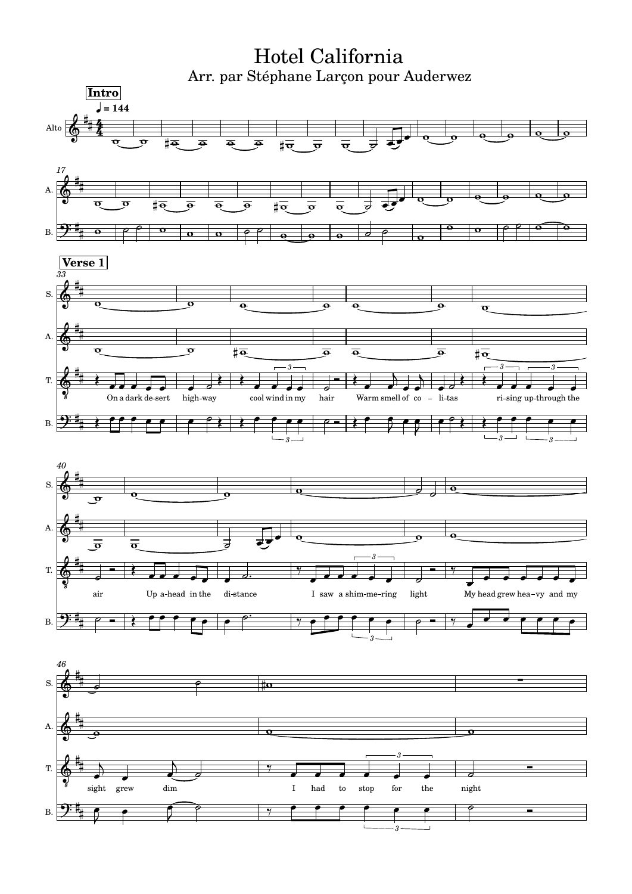# Hotel California

## Arr. par Stéphane Larçon pour Auderwez

**Intro**

♩ = 144

Alto

A.

B.

**Verse 1**

S.

A.

T.

On a dark de-sert high-way cool wind in my hair Warm smell of co – li-tas ri–sing up-through the

B.

S.

A.

T.

air Up a-head in the di-stance I saw a shim-me–ring light My head grew hea–vy and my

B.

S.

A.

T.

sight grew dim I had to stop for the night

B.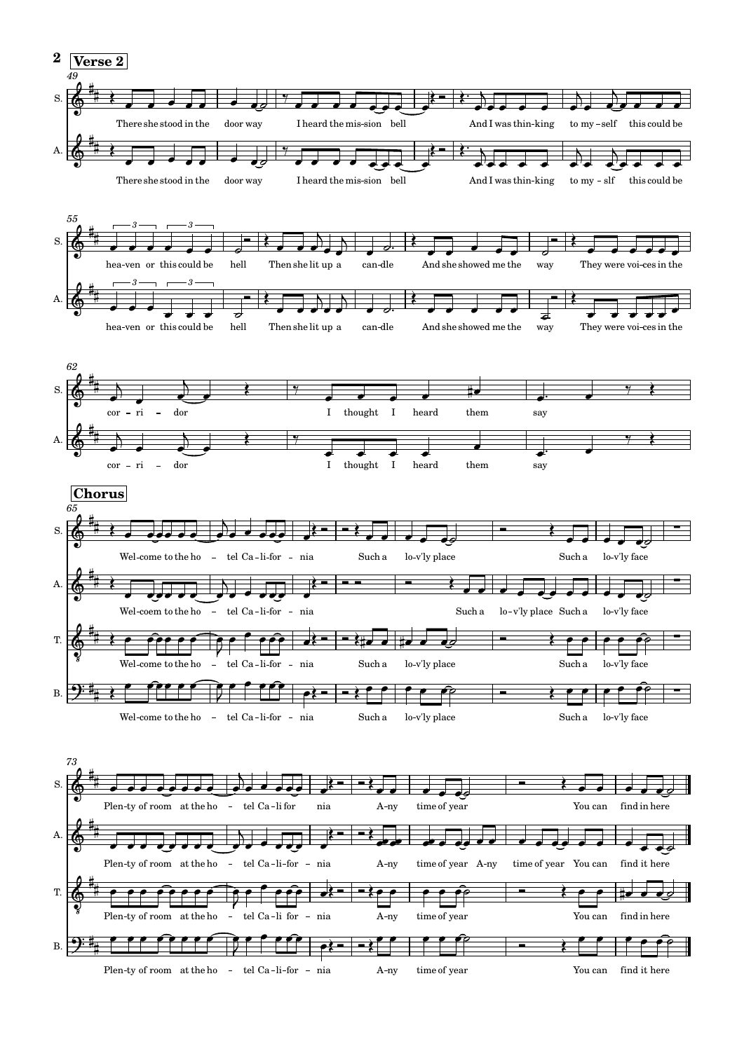## Verse 2

There she stood in the door way I heard the mis-sion bell And I was thin-king to my – self this could be hea-ven or this could be hell Then she lit up a can-dle And she showed me the way They were voi-ces in the cor – ri – dor I thought I heard them say

## Chorus

Wel-come to the ho – tel Ca – li-for – nia Such a lo-v'ly place Such a lo-v'ly face

Plen-ty of room at the ho – tel Ca – li for nia A-ny time of year You can find in here